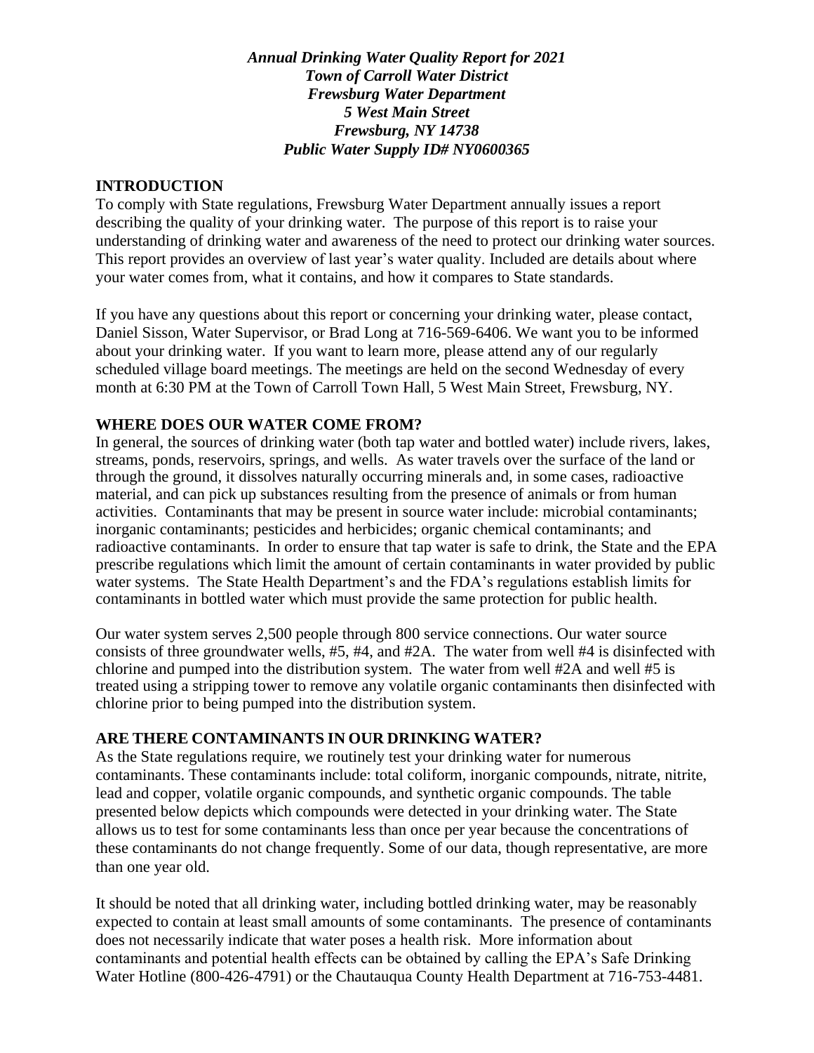***Annual Drinking Water Quality Report for 2021***
***Town of Carroll Water District***
***Frewsburg Water Department***
***5 West Main Street***
***Frewsburg, NY 14738***
***Public Water Supply ID# NY0600365***

## INTRODUCTION

To comply with State regulations, Frewsburg Water Department annually issues a report describing the quality of your drinking water. The purpose of this report is to raise your understanding of drinking water and awareness of the need to protect our drinking water sources. This report provides an overview of last year's water quality. Included are details about where your water comes from, what it contains, and how it compares to State standards.

If you have any questions about this report or concerning your drinking water, please contact, Daniel Sisson, Water Supervisor, or Brad Long at 716-569-6406. We want you to be informed about your drinking water. If you want to learn more, please attend any of our regularly scheduled village board meetings. The meetings are held on the second Wednesday of every month at 6:30 PM at the Town of Carroll Town Hall, 5 West Main Street, Frewsburg, NY.

## WHERE DOES OUR WATER COME FROM?

In general, the sources of drinking water (both tap water and bottled water) include rivers, lakes, streams, ponds, reservoirs, springs, and wells. As water travels over the surface of the land or through the ground, it dissolves naturally occurring minerals and, in some cases, radioactive material, and can pick up substances resulting from the presence of animals or from human activities. Contaminants that may be present in source water include: microbial contaminants; inorganic contaminants; pesticides and herbicides; organic chemical contaminants; and radioactive contaminants. In order to ensure that tap water is safe to drink, the State and the EPA prescribe regulations which limit the amount of certain contaminants in water provided by public water systems. The State Health Department's and the FDA's regulations establish limits for contaminants in bottled water which must provide the same protection for public health.

Our water system serves 2,500 people through 800 service connections. Our water source consists of three groundwater wells, #5, #4, and #2A. The water from well #4 is disinfected with chlorine and pumped into the distribution system. The water from well #2A and well #5 is treated using a stripping tower to remove any volatile organic contaminants then disinfected with chlorine prior to being pumped into the distribution system.

## ARE THERE CONTAMINANTS IN OUR DRINKING WATER?

As the State regulations require, we routinely test your drinking water for numerous contaminants. These contaminants include: total coliform, inorganic compounds, nitrate, nitrite, lead and copper, volatile organic compounds, and synthetic organic compounds. The table presented below depicts which compounds were detected in your drinking water. The State allows us to test for some contaminants less than once per year because the concentrations of these contaminants do not change frequently. Some of our data, though representative, are more than one year old.

It should be noted that all drinking water, including bottled drinking water, may be reasonably expected to contain at least small amounts of some contaminants. The presence of contaminants does not necessarily indicate that water poses a health risk. More information about contaminants and potential health effects can be obtained by calling the EPA's Safe Drinking Water Hotline (800-426-4791) or the Chautauqua County Health Department at 716-753-4481.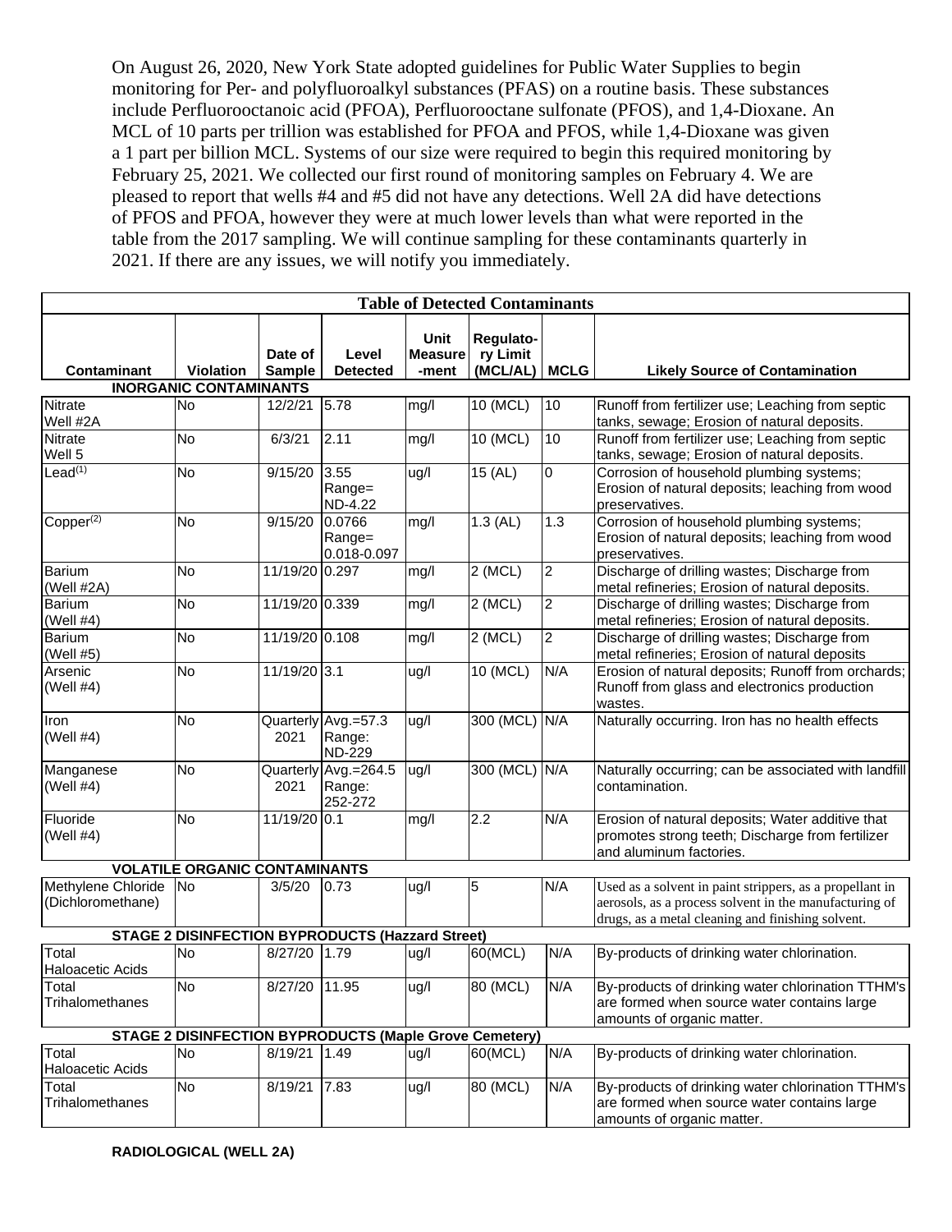On August 26, 2020, New York State adopted guidelines for Public Water Supplies to begin monitoring for Per- and polyfluoroalkyl substances (PFAS) on a routine basis. These substances include Perfluorooctanoic acid (PFOA), Perfluorooctane sulfonate (PFOS), and 1,4-Dioxane. An MCL of 10 parts per trillion was established for PFOA and PFOS, while 1,4-Dioxane was given a 1 part per billion MCL. Systems of our size were required to begin this required monitoring by February 25, 2021. We collected our first round of monitoring samples on February 4. We are pleased to report that wells #4 and #5 did not have any detections. Well 2A did have detections of PFOS and PFOA, however they were at much lower levels than what were reported in the table from the 2017 sampling. We will continue sampling for these contaminants quarterly in 2021. If there are any issues, we will notify you immediately.

| Table of Detected Contaminants | | | | | | | |
|---|---|---|---|---|---|---|---|
| Contaminant | Violation | Date of Sample | Level Detected | Unit Measure-ment | Regulato-ry Limit (MCL/AL) | MCLG | Likely Source of Contamination |
| **INORGANIC CONTAMINANTS** | | | | | | | |
| Nitrate Well #2A | No | 12/2/21 | 5.78 | mg/l | 10 (MCL) | 10 | Runoff from fertilizer use; Leaching from septic tanks, sewage; Erosion of natural deposits. |
| Nitrate Well 5 | No | 6/3/21 | 2.11 | mg/l | 10 (MCL) | 10 | Runoff from fertilizer use; Leaching from septic tanks, sewage; Erosion of natural deposits. |
| Lead[1] | No | 9/15/20 | 3.55 Range= ND-4.22 | ug/l | 15 (AL) | 0 | Corrosion of household plumbing systems; Erosion of natural deposits; leaching from wood preservatives. |
| Copper[2] | No | 9/15/20 | 0.0766 Range= 0.018-0.097 | mg/l | 1.3 (AL) | 1.3 | Corrosion of household plumbing systems; Erosion of natural deposits; leaching from wood preservatives. |
| Barium (Well #2A) | No | 11/19/20 | 0.297 | mg/l | 2 (MCL) | 2 | Discharge of drilling wastes; Discharge from metal refineries; Erosion of natural deposits. |
| Barium (Well #4) | No | 11/19/20 | 0.339 | mg/l | 2 (MCL) | 2 | Discharge of drilling wastes; Discharge from metal refineries; Erosion of natural deposits. |
| Barium (Well #5) | No | 11/19/20 | 0.108 | mg/l | 2 (MCL) | 2 | Discharge of drilling wastes; Discharge from metal refineries; Erosion of natural deposits |
| Arsenic (Well #4) | No | 11/19/20 | 3.1 | ug/l | 10 (MCL) | N/A | Erosion of natural deposits; Runoff from orchards; Runoff from glass and electronics production wastes. |
| Iron (Well #4) | No | Quarterly 2021 | Avg.=57.3 Range: ND-229 | ug/l | 300 (MCL) | N/A | Naturally occurring. Iron has no health effects |
| Manganese (Well #4) | No | Quarterly 2021 | Avg.=264.5 Range: 252-272 | ug/l | 300 (MCL) | N/A | Naturally occurring; can be associated with landfill contamination. |
| Fluoride (Well #4) | No | 11/19/20 | 0.1 | mg/l | 2.2 | N/A | Erosion of natural deposits; Water additive that promotes strong teeth; Discharge from fertilizer and aluminum factories. |
| **VOLATILE ORGANIC CONTAMINANTS** | | | | | | | |
| Methylene Chloride (Dichloromethane) | No | 3/5/20 | 0.73 | ug/l | 5 | N/A | Used as a solvent in paint strippers, as a propellant in aerosols, as a process solvent in the manufacturing of drugs, as a metal cleaning and finishing solvent. |
| **STAGE 2 DISINFECTION BYPRODUCTS (Hazzard Street)** | | | | | | | |
| Total Haloacetic Acids | No | 8/27/20 | 1.79 | ug/l | 60(MCL) | N/A | By-products of drinking water chlorination. |
| Total Trihalomethanes | No | 8/27/20 | 11.95 | ug/l | 80 (MCL) | N/A | By-products of drinking water chlorination TTHM's are formed when source water contains large amounts of organic matter. |
| **STAGE 2 DISINFECTION BYPRODUCTS (Maple Grove Cemetery)** | | | | | | | |
| Total Haloacetic Acids | No | 8/19/21 | 1.49 | ug/l | 60(MCL) | N/A | By-products of drinking water chlorination. |
| Total Trihalomethanes | No | 8/19/21 | 7.83 | ug/l | 80 (MCL) | N/A | By-products of drinking water chlorination TTHM's are formed when source water contains large amounts of organic matter. |

**RADIOLOGICAL (WELL 2A)**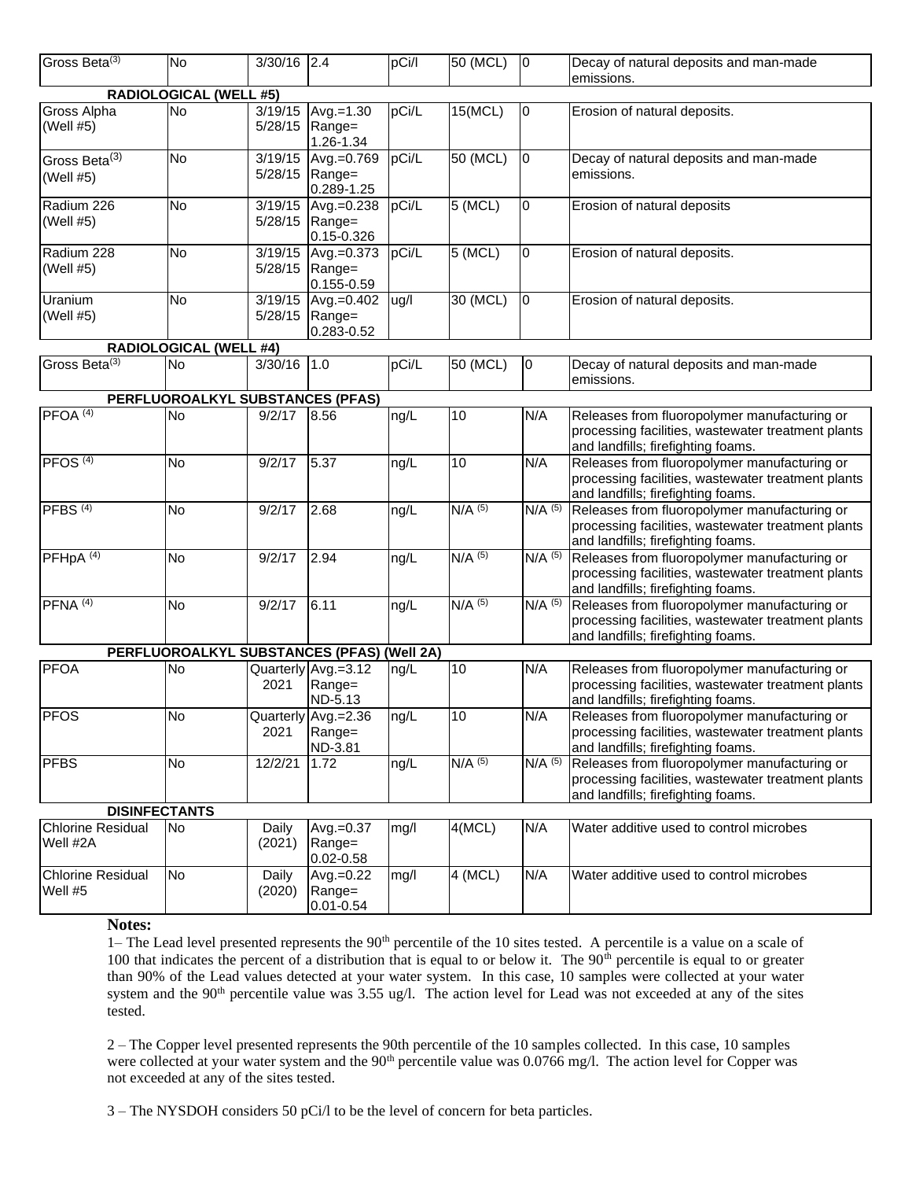| | | | | | | | |
|---|---|---|---|---|---|---|---|
| Gross Beta[3] | No | 3/30/16 | 2.4 | pCi/l | 50 (MCL) | 0 | Decay of natural deposits and man-made emissions. |
| **RADIOLOGICAL (WELL #5)** | | | | | | | |
| Gross Alpha (Well #5) | No | 3/19/15 5/28/15 | Avg.=1.30 Range= 1.26-1.34 | pCi/L | 15(MCL) | 0 | Erosion of natural deposits. |
| Gross Beta[3] (Well #5) | No | 3/19/15 5/28/15 | Avg.=0.769 Range= 0.289-1.25 | pCi/L | 50 (MCL) | 0 | Decay of natural deposits and man-made emissions. |
| Radium 226 (Well #5) | No | 3/19/15 5/28/15 | Avg.=0.238 Range= 0.15-0.326 | pCi/L | 5 (MCL) | 0 | Erosion of natural deposits |
| Radium 228 (Well #5) | No | 3/19/15 5/28/15 | Avg.=0.373 Range= 0.155-0.59 | pCi/L | 5 (MCL) | 0 | Erosion of natural deposits. |
| Uranium (Well #5) | No | 3/19/15 5/28/15 | Avg.=0.402 Range= 0.283-0.52 | ug/l | 30 (MCL) | 0 | Erosion of natural deposits. |
| **RADIOLOGICAL (WELL #4)** | | | | | | | |
| Gross Beta[3] | No | 3/30/16 | 1.0 | pCi/L | 50 (MCL) | 0 | Decay of natural deposits and man-made emissions. |
| **PERFLUOROALKYL SUBSTANCES (PFAS)** | | | | | | | |
| PFOA [4] | No | 9/2/17 | 8.56 | ng/L | 10 | N/A | Releases from fluoropolymer manufacturing or processing facilities, wastewater treatment plants and landfills; firefighting foams. |
| PFOS [4] | No | 9/2/17 | 5.37 | ng/L | 10 | N/A | Releases from fluoropolymer manufacturing or processing facilities, wastewater treatment plants and landfills; firefighting foams. |
| PFBS [4] | No | 9/2/17 | 2.68 | ng/L | N/A [5] | N/A [5] | Releases from fluoropolymer manufacturing or processing facilities, wastewater treatment plants and landfills; firefighting foams. |
| PFHpA [4] | No | 9/2/17 | 2.94 | ng/L | N/A [5] | N/A [5] | Releases from fluoropolymer manufacturing or processing facilities, wastewater treatment plants and landfills; firefighting foams. |
| PFNA [4] | No | 9/2/17 | 6.11 | ng/L | N/A [5] | N/A [5] | Releases from fluoropolymer manufacturing or processing facilities, wastewater treatment plants and landfills; firefighting foams. |
| **PERFLUOROALKYL SUBSTANCES (PFAS) (Well 2A)** | | | | | | | |
| PFOA | No | Quarterly 2021 | Avg.=3.12 Range= ND-5.13 | ng/L | 10 | N/A | Releases from fluoropolymer manufacturing or processing facilities, wastewater treatment plants and landfills; firefighting foams. |
| PFOS | No | Quarterly 2021 | Avg.=2.36 Range= ND-3.81 | ng/L | 10 | N/A | Releases from fluoropolymer manufacturing or processing facilities, wastewater treatment plants and landfills; firefighting foams. |
| PFBS | No | 12/2/21 | 1.72 | ng/L | N/A [5] | N/A [5] | Releases from fluoropolymer manufacturing or processing facilities, wastewater treatment plants and landfills; firefighting foams. |
| **DISINFECTANTS** | | | | | | | |
| Chlorine Residual Well #2A | No | Daily (2021) | Avg.=0.37 Range= 0.02-0.58 | mg/l | 4(MCL) | N/A | Water additive used to control microbes |
| Chlorine Residual Well #5 | No | Daily (2020) | Avg.=0.22 Range= 0.01-0.54 | mg/l | 4 (MCL) | N/A | Water additive used to control microbes |

**Notes:**

1– The Lead level presented represents the 90th percentile of the 10 sites tested. A percentile is a value on a scale of 100 that indicates the percent of a distribution that is equal to or below it. The 90th percentile is equal to or greater than 90% of the Lead values detected at your water system. In this case, 10 samples were collected at your water system and the 90th percentile value was 3.55 ug/l. The action level for Lead was not exceeded at any of the sites tested.

2 – The Copper level presented represents the 90th percentile of the 10 samples collected. In this case, 10 samples were collected at your water system and the 90th percentile value was 0.0766 mg/l. The action level for Copper was not exceeded at any of the sites tested.

3 – The NYSDOH considers 50 pCi/l to be the level of concern for beta particles.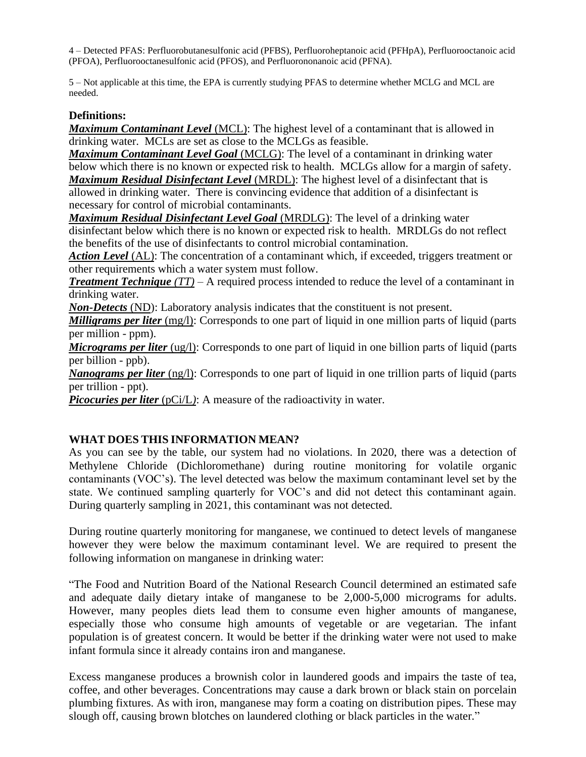4 – Detected PFAS: Perfluorobutanesulfonic acid (PFBS), Perfluoroheptanoic acid (PFHpA), Perfluorooctanoic acid (PFOA), Perfluorooctanesulfonic acid (PFOS), and Perfluorononanoic acid (PFNA).

5 – Not applicable at this time, the EPA is currently studying PFAS to determine whether MCLG and MCL are needed.

**Definitions:**

***Maximum Contaminant Level*** (MCL): The highest level of a contaminant that is allowed in drinking water. MCLs are set as close to the MCLGs as feasible.

***Maximum Contaminant Level Goal*** (MCLG): The level of a contaminant in drinking water below which there is no known or expected risk to health. MCLGs allow for a margin of safety.

***Maximum Residual Disinfectant Level*** (MRDL): The highest level of a disinfectant that is allowed in drinking water. There is convincing evidence that addition of a disinfectant is necessary for control of microbial contaminants.

***Maximum Residual Disinfectant Level Goal*** (MRDLG): The level of a drinking water disinfectant below which there is no known or expected risk to health. MRDLGs do not reflect the benefits of the use of disinfectants to control microbial contamination.

***Action Level*** (AL): The concentration of a contaminant which, if exceeded, triggers treatment or other requirements which a water system must follow.

***Treatment Technique (TT)*** – A required process intended to reduce the level of a contaminant in drinking water.

***Non-Detects*** (ND): Laboratory analysis indicates that the constituent is not present.

***Milligrams per liter*** (mg/l): Corresponds to one part of liquid in one million parts of liquid (parts per million - ppm).

***Micrograms per liter*** (ug/l): Corresponds to one part of liquid in one billion parts of liquid (parts per billion - ppb).

***Nanograms per liter*** (ng/l): Corresponds to one part of liquid in one trillion parts of liquid (parts per trillion - ppt).

***Picocuries per liter*** (pCi/L): A measure of the radioactivity in water.

**WHAT DOES THIS INFORMATION MEAN?**

As you can see by the table, our system had no violations. In 2020, there was a detection of Methylene Chloride (Dichloromethane) during routine monitoring for volatile organic contaminants (VOC's). The level detected was below the maximum contaminant level set by the state. We continued sampling quarterly for VOC's and did not detect this contaminant again. During quarterly sampling in 2021, this contaminant was not detected.

During routine quarterly monitoring for manganese, we continued to detect levels of manganese however they were below the maximum contaminant level. We are required to present the following information on manganese in drinking water:

"The Food and Nutrition Board of the National Research Council determined an estimated safe and adequate daily dietary intake of manganese to be 2,000-5,000 micrograms for adults. However, many peoples diets lead them to consume even higher amounts of manganese, especially those who consume high amounts of vegetable or are vegetarian. The infant population is of greatest concern. It would be better if the drinking water were not used to make infant formula since it already contains iron and manganese.

Excess manganese produces a brownish color in laundered goods and impairs the taste of tea, coffee, and other beverages. Concentrations may cause a dark brown or black stain on porcelain plumbing fixtures. As with iron, manganese may form a coating on distribution pipes. These may slough off, causing brown blotches on laundered clothing or black particles in the water."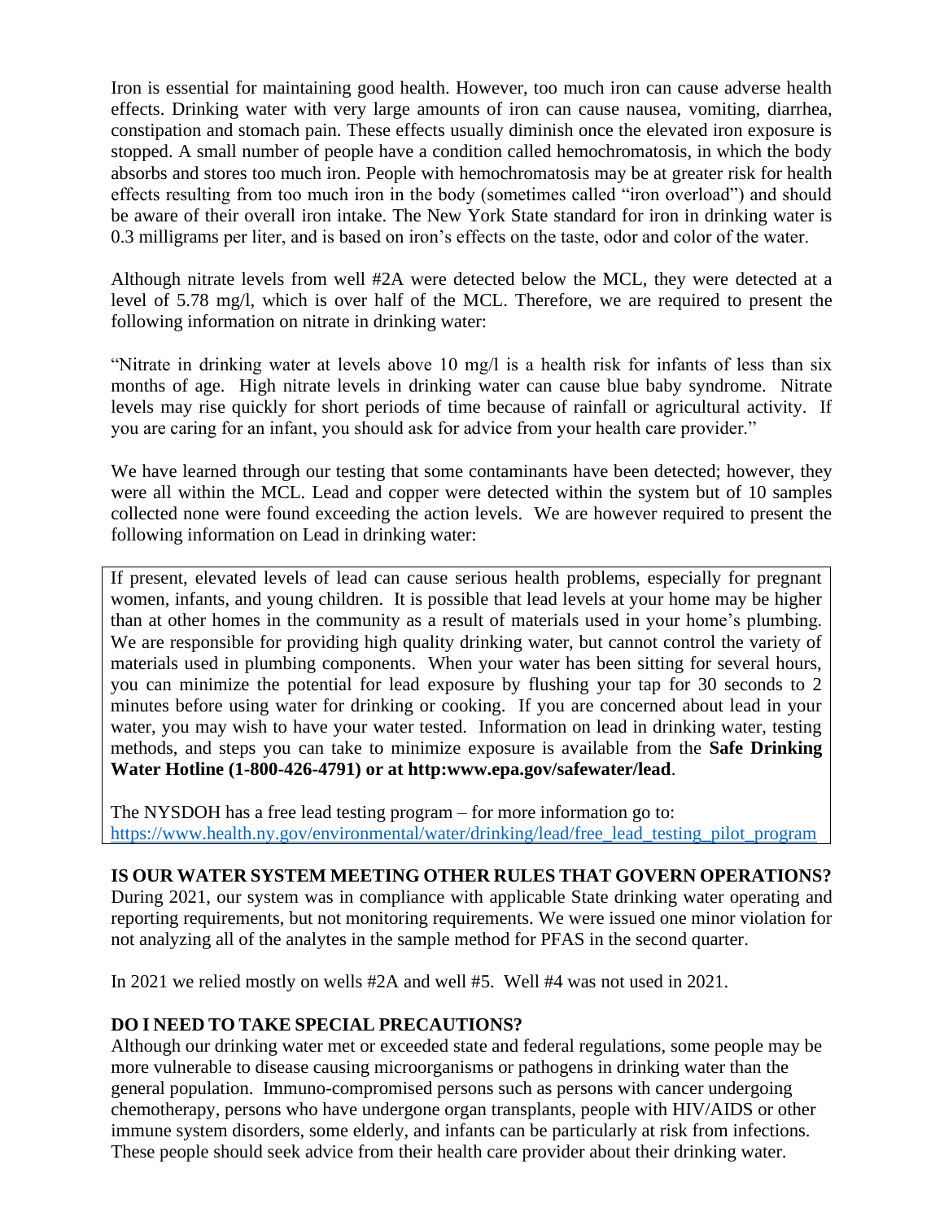Iron is essential for maintaining good health. However, too much iron can cause adverse health effects. Drinking water with very large amounts of iron can cause nausea, vomiting, diarrhea, constipation and stomach pain. These effects usually diminish once the elevated iron exposure is stopped. A small number of people have a condition called hemochromatosis, in which the body absorbs and stores too much iron. People with hemochromatosis may be at greater risk for health effects resulting from too much iron in the body (sometimes called "iron overload") and should be aware of their overall iron intake. The New York State standard for iron in drinking water is 0.3 milligrams per liter, and is based on iron's effects on the taste, odor and color of the water.

Although nitrate levels from well #2A were detected below the MCL, they were detected at a level of 5.78 mg/l, which is over half of the MCL. Therefore, we are required to present the following information on nitrate in drinking water:

"Nitrate in drinking water at levels above 10 mg/l is a health risk for infants of less than six months of age. High nitrate levels in drinking water can cause blue baby syndrome. Nitrate levels may rise quickly for short periods of time because of rainfall or agricultural activity. If you are caring for an infant, you should ask for advice from your health care provider."

We have learned through our testing that some contaminants have been detected; however, they were all within the MCL. Lead and copper were detected within the system but of 10 samples collected none were found exceeding the action levels. We are however required to present the following information on Lead in drinking water:

If present, elevated levels of lead can cause serious health problems, especially for pregnant women, infants, and young children. It is possible that lead levels at your home may be higher than at other homes in the community as a result of materials used in your home's plumbing. We are responsible for providing high quality drinking water, but cannot control the variety of materials used in plumbing components. When your water has been sitting for several hours, you can minimize the potential for lead exposure by flushing your tap for 30 seconds to 2 minutes before using water for drinking or cooking. If you are concerned about lead in your water, you may wish to have your water tested. Information on lead in drinking water, testing methods, and steps you can take to minimize exposure is available from the **Safe Drinking Water Hotline (1-800-426-4791) or at http:www.epa.gov/safewater/lead**.

The NYSDOH has a free lead testing program – for more information go to: [https://www.health.ny.gov/environmental/water/drinking/lead/free_lead_testing_pilot_program](https://www.health.ny.gov/environmental/water/drinking/lead/free_lead_testing_pilot_program)

**IS OUR WATER SYSTEM MEETING OTHER RULES THAT GOVERN OPERATIONS?**

During 2021, our system was in compliance with applicable State drinking water operating and reporting requirements, but not monitoring requirements. We were issued one minor violation for not analyzing all of the analytes in the sample method for PFAS in the second quarter.

In 2021 we relied mostly on wells #2A and well #5. Well #4 was not used in 2021.

**DO I NEED TO TAKE SPECIAL PRECAUTIONS?**

Although our drinking water met or exceeded state and federal regulations, some people may be more vulnerable to disease causing microorganisms or pathogens in drinking water than the general population. Immuno-compromised persons such as persons with cancer undergoing chemotherapy, persons who have undergone organ transplants, people with HIV/AIDS or other immune system disorders, some elderly, and infants can be particularly at risk from infections. These people should seek advice from their health care provider about their drinking water.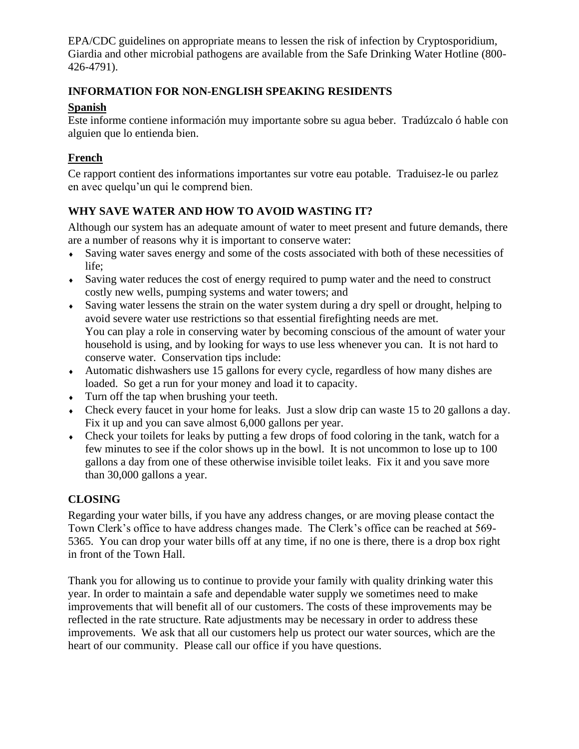EPA/CDC guidelines on appropriate means to lessen the risk of infection by Cryptosporidium, Giardia and other microbial pathogens are available from the Safe Drinking Water Hotline (800-426-4791).

## INFORMATION FOR NON-ENGLISH SPEAKING RESIDENTS

### Spanish

Este informe contiene información muy importante sobre su agua beber. Tradúzcalo ó hable con alguien que lo entienda bien.

### French

Ce rapport contient des informations importantes sur votre eau potable. Traduisez-le ou parlez en avec quelqu'un qui le comprend bien.

## WHY SAVE WATER AND HOW TO AVOID WASTING IT?

Although our system has an adequate amount of water to meet present and future demands, there are a number of reasons why it is important to conserve water:

- Saving water saves energy and some of the costs associated with both of these necessities of life;
- Saving water reduces the cost of energy required to pump water and the need to construct costly new wells, pumping systems and water towers; and
- Saving water lessens the strain on the water system during a dry spell or drought, helping to avoid severe water use restrictions so that essential firefighting needs are met.
  You can play a role in conserving water by becoming conscious of the amount of water your household is using, and by looking for ways to use less whenever you can. It is not hard to conserve water. Conservation tips include:
- Automatic dishwashers use 15 gallons for every cycle, regardless of how many dishes are loaded. So get a run for your money and load it to capacity.
- Turn off the tap when brushing your teeth.
- Check every faucet in your home for leaks. Just a slow drip can waste 15 to 20 gallons a day. Fix it up and you can save almost 6,000 gallons per year.
- Check your toilets for leaks by putting a few drops of food coloring in the tank, watch for a few minutes to see if the color shows up in the bowl. It is not uncommon to lose up to 100 gallons a day from one of these otherwise invisible toilet leaks. Fix it and you save more than 30,000 gallons a year.

## CLOSING

Regarding your water bills, if you have any address changes, or are moving please contact the Town Clerk's office to have address changes made. The Clerk's office can be reached at 569-5365. You can drop your water bills off at any time, if no one is there, there is a drop box right in front of the Town Hall.

Thank you for allowing us to continue to provide your family with quality drinking water this year. In order to maintain a safe and dependable water supply we sometimes need to make improvements that will benefit all of our customers. The costs of these improvements may be reflected in the rate structure. Rate adjustments may be necessary in order to address these improvements. We ask that all our customers help us protect our water sources, which are the heart of our community. Please call our office if you have questions.